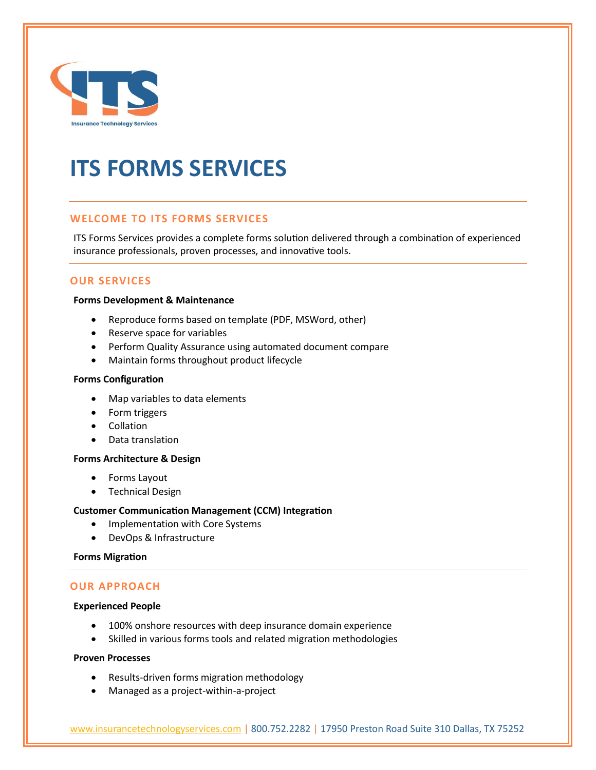# ITS FORMS SERVICES

## WELCOME TO ITS FORMS SERVICES

ITS Forms Services provides a complete forms solution delivered through a combination of experienced insurance professionals, proven processes, and innovative tools.

## OUR SERVICES

**Forms Development & Maintenance**

- Reproduce forms based on template (PDF, MSWord, other)
- Reserve space for variables
- Perform Quality Assurance using automated document compare
- Maintain forms throughout product lifecycle

**Forms Configuration**

- Map variables to data elements
- Form triggers
- Collation
- Data translation

**Forms Architecture & Design**

- Forms Layout
- Technical Design

**Customer Communication Management (CCM) Integration**

- Implementation with Core Systems
- DevOps & Infrastructure

**Forms Migration**

## OUR APPROACH

**Experienced People**

- 100% onshore resources with deep insurance domain experience
- Skilled in various forms tools and related migration methodologies

**Proven Processes**

- Results-driven forms migration methodology
- Managed as a project-within-a-project

www.insurancetechnologyservices.com | 800.752.2282 | 17950 Preston Road Suite 310 Dallas, TX 75252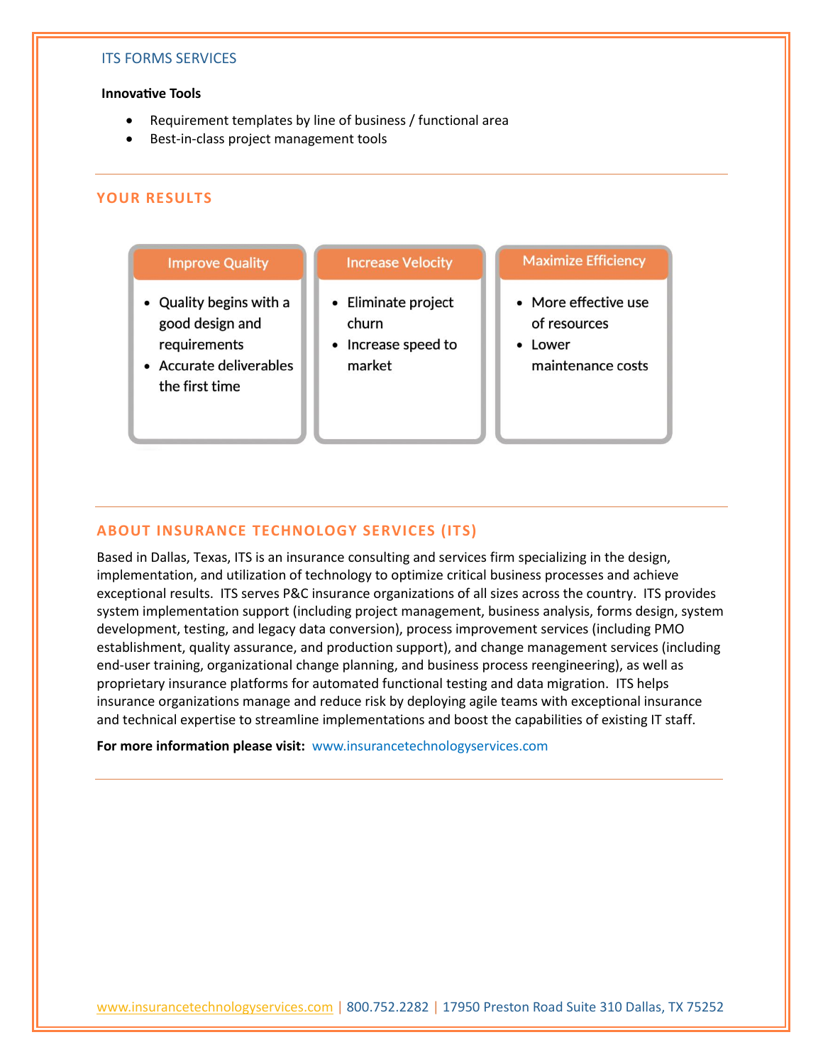ITS FORMS SERVICES

**Innovative Tools**

- Requirement templates by line of business / functional area
- Best-in-class project management tools

## YOUR RESULTS

**Improve Quality**

- Quality begins with a good design and requirements
- Accurate deliverables the first time

**Increase Velocity**

- Eliminate project churn
- Increase speed to market

**Maximize Efficiency**

- More effective use of resources
- Lower maintenance costs

## ABOUT INSURANCE TECHNOLOGY SERVICES (ITS)

Based in Dallas, Texas, ITS is an insurance consulting and services firm specializing in the design, implementation, and utilization of technology to optimize critical business processes and achieve exceptional results. ITS serves P&C insurance organizations of all sizes across the country. ITS provides system implementation support (including project management, business analysis, forms design, system development, testing, and legacy data conversion), process improvement services (including PMO establishment, quality assurance, and production support), and change management services (including end-user training, organizational change planning, and business process reengineering), as well as proprietary insurance platforms for automated functional testing and data migration. ITS helps insurance organizations manage and reduce risk by deploying agile teams with exceptional insurance and technical expertise to streamline implementations and boost the capabilities of existing IT staff.

**For more information please visit:** www.insurancetechnologyservices.com

www.insurancetechnologyservices.com | 800.752.2282 | 17950 Preston Road Suite 310 Dallas, TX 75252